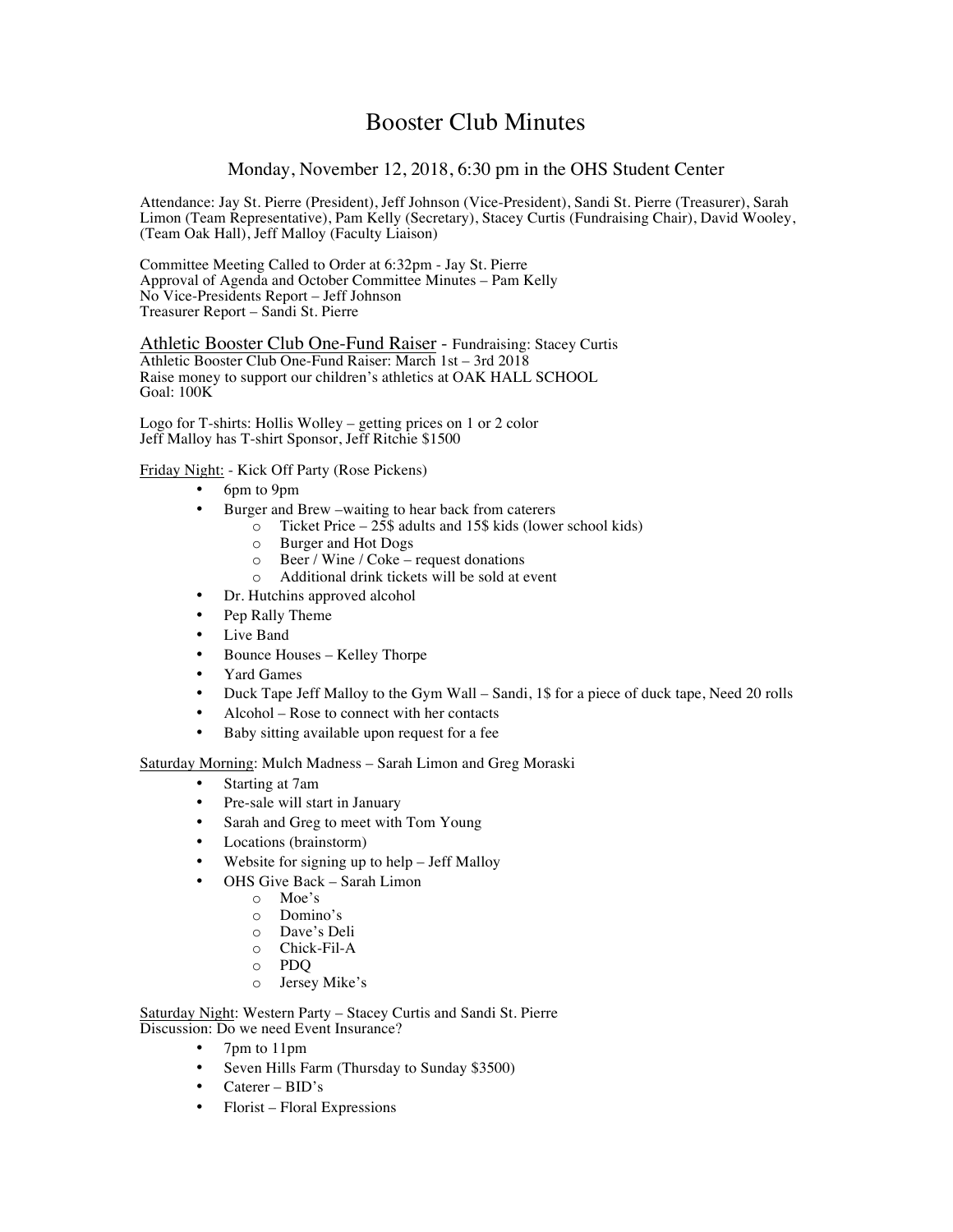# Booster Club Minutes

Monday, November 12, 2018, 6:30 pm in the OHS Student Center

Attendance: Jay St. Pierre (President), Jeff Johnson (Vice-President), Sandi St. Pierre (Treasurer), Sarah Limon (Team Representative), Pam Kelly (Secretary), Stacey Curtis (Fundraising Chair), David Wooley, (Team Oak Hall), Jeff Malloy (Faculty Liaison)

Committee Meeting Called to Order at 6:32pm - Jay St. Pierre
Approval of Agenda and October Committee Minutes – Pam Kelly
No Vice-Presidents Report – Jeff Johnson
Treasurer Report – Sandi St. Pierre

<u>Athletic Booster Club One-Fund Raiser</u> - Fundraising: Stacey Curtis
Athletic Booster Club One-Fund Raiser: March 1st – 3rd 2018
Raise money to support our children's athletics at OAK HALL SCHOOL
Goal: 100K

Logo for T-shirts: Hollis Wolley – getting prices on 1 or 2 color
Jeff Malloy has T-shirt Sponsor, Jeff Ritchie $1500

<u>Friday Night:</u> - Kick Off Party (Rose Pickens)

- 6pm to 9pm
- Burger and Brew –waiting to hear back from caterers
  - Ticket Price – 25$ adults and 15$ kids (lower school kids)
  - Burger and Hot Dogs
  - Beer / Wine / Coke – request donations
  - Additional drink tickets will be sold at event
- Dr. Hutchins approved alcohol
- Pep Rally Theme
- Live Band
- Bounce Houses – Kelley Thorpe
- Yard Games
- Duck Tape Jeff Malloy to the Gym Wall – Sandi, 1$ for a piece of duck tape, Need 20 rolls
- Alcohol – Rose to connect with her contacts
- Baby sitting available upon request for a fee

<u>Saturday Morning</u>: Mulch Madness – Sarah Limon and Greg Moraski

- Starting at 7am
- Pre-sale will start in January
- Sarah and Greg to meet with Tom Young
- Locations (brainstorm)
- Website for signing up to help – Jeff Malloy
- OHS Give Back – Sarah Limon
  - Moe's
  - Domino's
  - Dave's Deli
  - Chick-Fil-A
  - PDQ
  - Jersey Mike's

<u>Saturday Night</u>: Western Party – Stacey Curtis and Sandi St. Pierre
Discussion: Do we need Event Insurance?

- 7pm to 11pm
- Seven Hills Farm (Thursday to Sunday $3500)
- Caterer – BID's
- Florist – Floral Expressions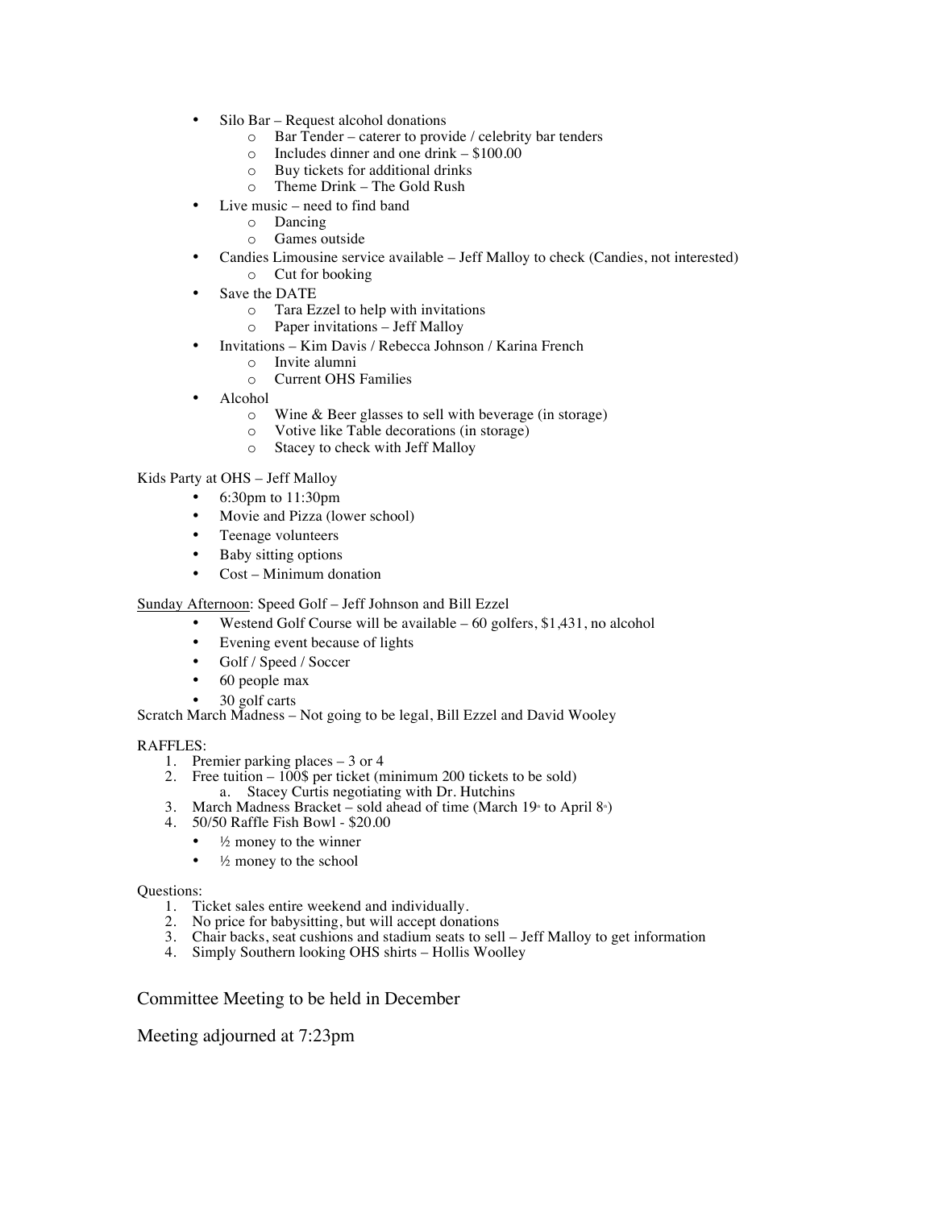- Silo Bar – Request alcohol donations
  - Bar Tender – caterer to provide / celebrity bar tenders
  - Includes dinner and one drink – $100.00
  - Buy tickets for additional drinks
  - Theme Drink – The Gold Rush
- Live music – need to find band
  - Dancing
  - Games outside
- Candies Limousine service available – Jeff Malloy to check (Candies, not interested)
  - Cut for booking
- Save the DATE
  - Tara Ezzel to help with invitations
  - Paper invitations – Jeff Malloy
- Invitations – Kim Davis / Rebecca Johnson / Karina French
  - Invite alumni
  - Current OHS Families
- Alcohol
  - Wine & Beer glasses to sell with beverage (in storage)
  - Votive like Table decorations (in storage)
  - Stacey to check with Jeff Malloy

Kids Party at OHS – Jeff Malloy

- 6:30pm to 11:30pm
- Movie and Pizza (lower school)
- Teenage volunteers
- Baby sitting options
- Cost – Minimum donation

Sunday Afternoon: Speed Golf – Jeff Johnson and Bill Ezzel

- Westend Golf Course will be available – 60 golfers, $1,431, no alcohol
- Evening event because of lights
- Golf / Speed / Soccer
- 60 people max
- 30 golf carts

Scratch March Madness – Not going to be legal, Bill Ezzel and David Wooley

RAFFLES:

1. Premier parking places – 3 or 4
2. Free tuition – 100$ per ticket (minimum 200 tickets to be sold)
   a. Stacey Curtis negotiating with Dr. Hutchins
3. March Madness Bracket – sold ahead of time (March 19th to April 8th)
4. 50/50 Raffle Fish Bowl - $20.00
   - ½ money to the winner
   - ½ money to the school

Questions:

1. Ticket sales entire weekend and individually.
2. No price for babysitting, but will accept donations
3. Chair backs, seat cushions and stadium seats to sell – Jeff Malloy to get information
4. Simply Southern looking OHS shirts – Hollis Woolley

Committee Meeting to be held in December

Meeting adjourned at 7:23pm